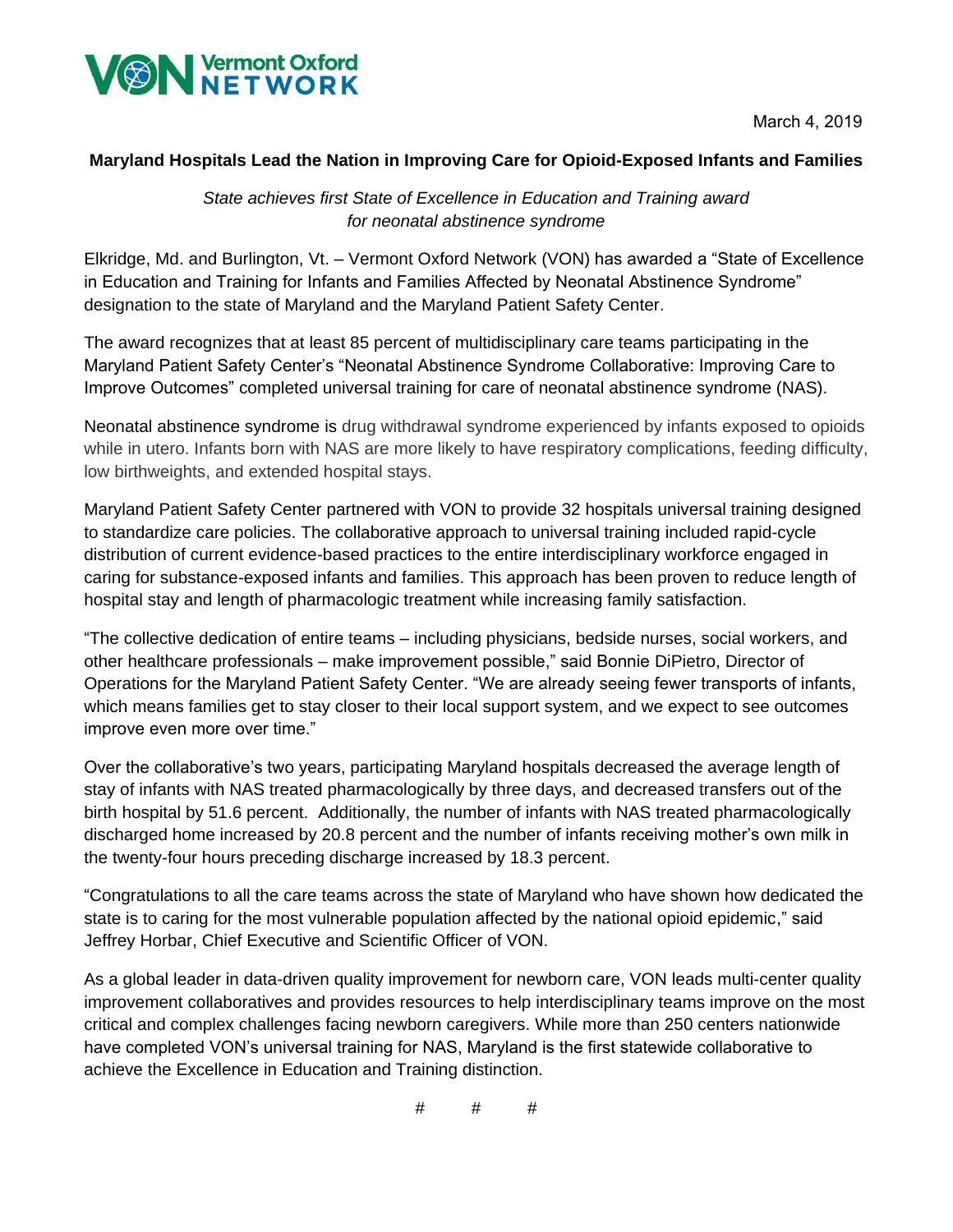Vermont Oxford NETWORK

March 4, 2019

**Maryland Hospitals Lead the Nation in Improving Care for Opioid-Exposed Infants and Families**

*State achieves first State of Excellence in Education and Training award for neonatal abstinence syndrome*

Elkridge, Md. and Burlington, Vt. – Vermont Oxford Network (VON) has awarded a "State of Excellence in Education and Training for Infants and Families Affected by Neonatal Abstinence Syndrome" designation to the state of Maryland and the Maryland Patient Safety Center.

The award recognizes that at least 85 percent of multidisciplinary care teams participating in the Maryland Patient Safety Center's "Neonatal Abstinence Syndrome Collaborative: Improving Care to Improve Outcomes" completed universal training for care of neonatal abstinence syndrome (NAS).

Neonatal abstinence syndrome is drug withdrawal syndrome experienced by infants exposed to opioids while in utero. Infants born with NAS are more likely to have respiratory complications, feeding difficulty, low birthweights, and extended hospital stays.

Maryland Patient Safety Center partnered with VON to provide 32 hospitals universal training designed to standardize care policies. The collaborative approach to universal training included rapid-cycle distribution of current evidence-based practices to the entire interdisciplinary workforce engaged in caring for substance-exposed infants and families. This approach has been proven to reduce length of hospital stay and length of pharmacologic treatment while increasing family satisfaction.

"The collective dedication of entire teams – including physicians, bedside nurses, social workers, and other healthcare professionals – make improvement possible," said Bonnie DiPietro, Director of Operations for the Maryland Patient Safety Center. "We are already seeing fewer transports of infants, which means families get to stay closer to their local support system, and we expect to see outcomes improve even more over time."

Over the collaborative's two years, participating Maryland hospitals decreased the average length of stay of infants with NAS treated pharmacologically by three days, and decreased transfers out of the birth hospital by 51.6 percent. Additionally, the number of infants with NAS treated pharmacologically discharged home increased by 20.8 percent and the number of infants receiving mother's own milk in the twenty-four hours preceding discharge increased by 18.3 percent.

"Congratulations to all the care teams across the state of Maryland who have shown how dedicated the state is to caring for the most vulnerable population affected by the national opioid epidemic," said Jeffrey Horbar, Chief Executive and Scientific Officer of VON.

As a global leader in data-driven quality improvement for newborn care, VON leads multi-center quality improvement collaboratives and provides resources to help interdisciplinary teams improve on the most critical and complex challenges facing newborn caregivers. While more than 250 centers nationwide have completed VON's universal training for NAS, Maryland is the first statewide collaborative to achieve the Excellence in Education and Training distinction.

# # #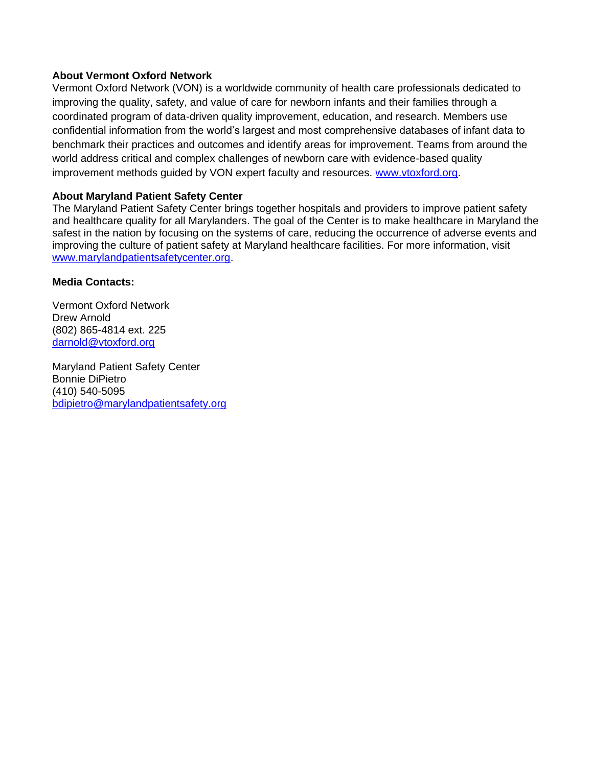**About Vermont Oxford Network**
Vermont Oxford Network (VON) is a worldwide community of health care professionals dedicated to improving the quality, safety, and value of care for newborn infants and their families through a coordinated program of data-driven quality improvement, education, and research. Members use confidential information from the world's largest and most comprehensive databases of infant data to benchmark their practices and outcomes and identify areas for improvement. Teams from around the world address critical and complex challenges of newborn care with evidence-based quality improvement methods guided by VON expert faculty and resources. www.vtoxford.org.

**About Maryland Patient Safety Center**
The Maryland Patient Safety Center brings together hospitals and providers to improve patient safety and healthcare quality for all Marylanders. The goal of the Center is to make healthcare in Maryland the safest in the nation by focusing on the systems of care, reducing the occurrence of adverse events and improving the culture of patient safety at Maryland healthcare facilities. For more information, visit www.marylandpatientsafetycenter.org.

**Media Contacts:**

Vermont Oxford Network
Drew Arnold
(802) 865-4814 ext. 225
darnold@vtoxford.org

Maryland Patient Safety Center
Bonnie DiPietro
(410) 540-5095
bdipietro@marylandpatientsafety.org